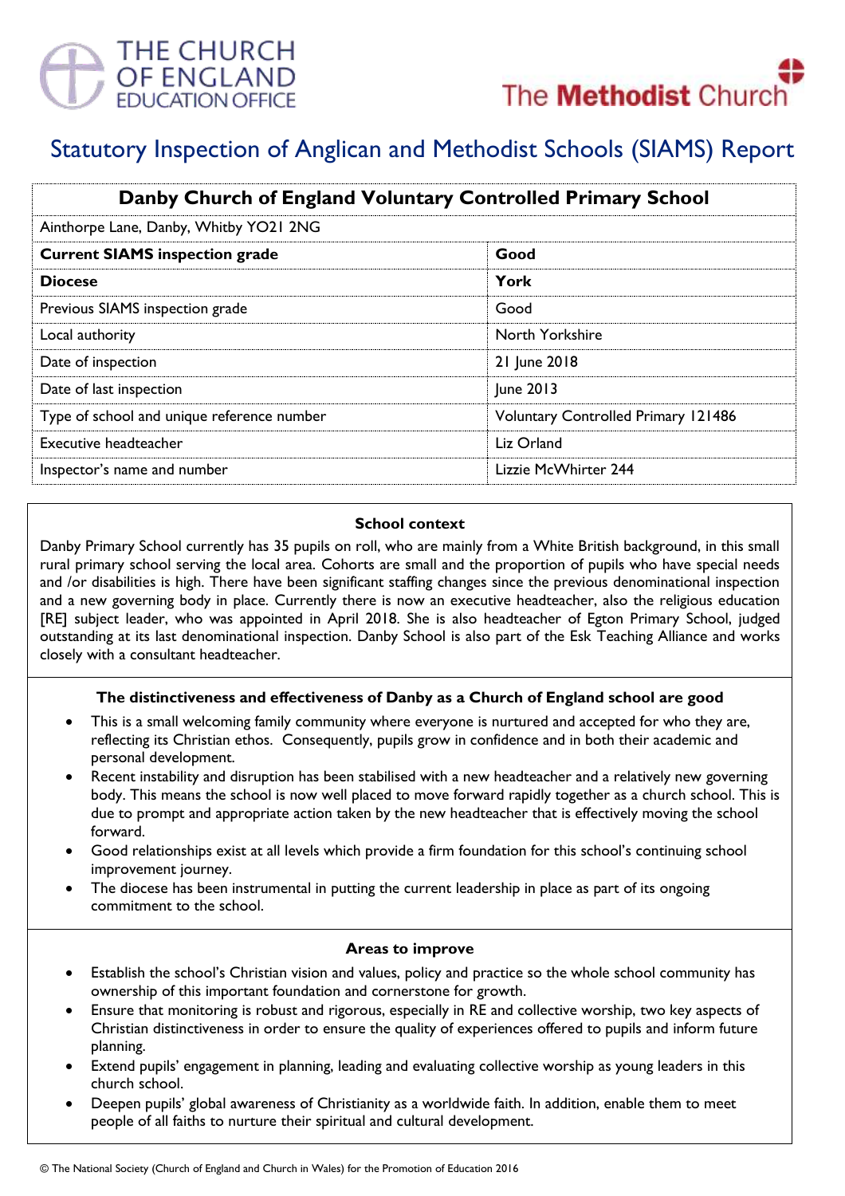THE CHURCH OF ENGLAND EDUCATION OFFICE

The Methodist Church

# Statutory Inspection of Anglican and Methodist Schools (SIAMS) Report

| Danby Church of England Voluntary Controlled Primary School | |
|---|---|
| Ainthorpe Lane, Danby, Whitby YO21 2NG | |
| **Current SIAMS inspection grade** | **Good** |
| **Diocese** | **York** |
| Previous SIAMS inspection grade | Good |
| Local authority | North Yorkshire |
| Date of inspection | 21 June 2018 |
| Date of last inspection | June 2013 |
| Type of school and unique reference number | Voluntary Controlled Primary 121486 |
| Executive headteacher | Liz Orland |
| Inspector's name and number | Lizzie McWhirter 244 |

### School context

Danby Primary School currently has 35 pupils on roll, who are mainly from a White British background, in this small rural primary school serving the local area. Cohorts are small and the proportion of pupils who have special needs and /or disabilities is high. There have been significant staffing changes since the previous denominational inspection and a new governing body in place. Currently there is now an executive headteacher, also the religious education [RE] subject leader, who was appointed in April 2018. She is also headteacher of Egton Primary School, judged outstanding at its last denominational inspection. Danby School is also part of the Esk Teaching Alliance and works closely with a consultant headteacher.

### The distinctiveness and effectiveness of Danby as a Church of England school are good

- This is a small welcoming family community where everyone is nurtured and accepted for who they are, reflecting its Christian ethos. Consequently, pupils grow in confidence and in both their academic and personal development.
- Recent instability and disruption has been stabilised with a new headteacher and a relatively new governing body. This means the school is now well placed to move forward rapidly together as a church school. This is due to prompt and appropriate action taken by the new headteacher that is effectively moving the school forward.
- Good relationships exist at all levels which provide a firm foundation for this school's continuing school improvement journey.
- The diocese has been instrumental in putting the current leadership in place as part of its ongoing commitment to the school.

### Areas to improve

- Establish the school's Christian vision and values, policy and practice so the whole school community has ownership of this important foundation and cornerstone for growth.
- Ensure that monitoring is robust and rigorous, especially in RE and collective worship, two key aspects of Christian distinctiveness in order to ensure the quality of experiences offered to pupils and inform future planning.
- Extend pupils' engagement in planning, leading and evaluating collective worship as young leaders in this church school.
- Deepen pupils' global awareness of Christianity as a worldwide faith. In addition, enable them to meet people of all faiths to nurture their spiritual and cultural development.

© The National Society (Church of England and Church in Wales) for the Promotion of Education 2016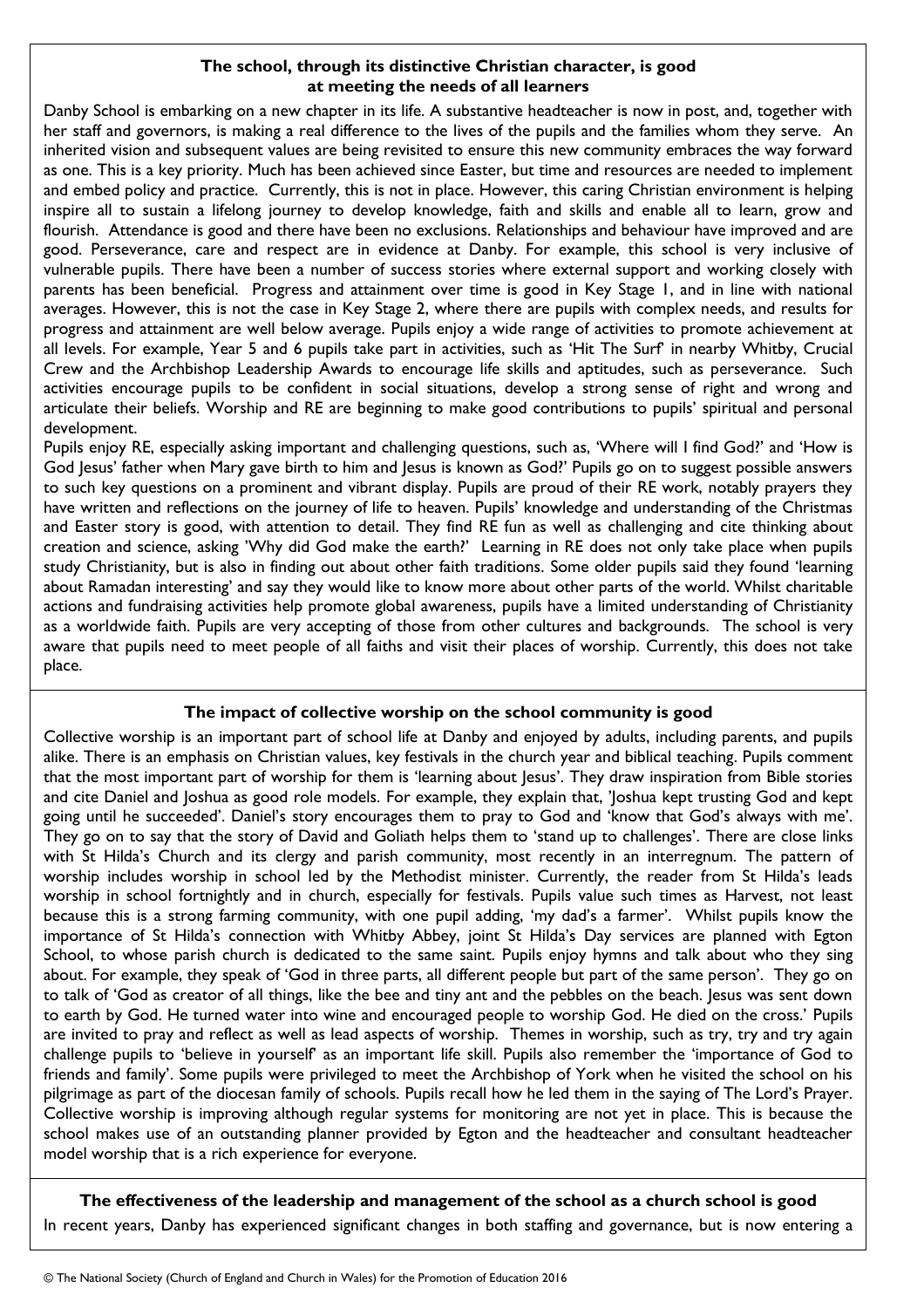## The school, through its distinctive Christian character, is good at meeting the needs of all learners

Danby School is embarking on a new chapter in its life. A substantive headteacher is now in post, and, together with her staff and governors, is making a real difference to the lives of the pupils and the families whom they serve. An inherited vision and subsequent values are being revisited to ensure this new community embraces the way forward as one. This is a key priority. Much has been achieved since Easter, but time and resources are needed to implement and embed policy and practice. Currently, this is not in place. However, this caring Christian environment is helping inspire all to sustain a lifelong journey to develop knowledge, faith and skills and enable all to learn, grow and flourish. Attendance is good and there have been no exclusions. Relationships and behaviour have improved and are good. Perseverance, care and respect are in evidence at Danby. For example, this school is very inclusive of vulnerable pupils. There have been a number of success stories where external support and working closely with parents has been beneficial. Progress and attainment over time is good in Key Stage 1, and in line with national averages. However, this is not the case in Key Stage 2, where there are pupils with complex needs, and results for progress and attainment are well below average. Pupils enjoy a wide range of activities to promote achievement at all levels. For example, Year 5 and 6 pupils take part in activities, such as 'Hit The Surf' in nearby Whitby, Crucial Crew and the Archbishop Leadership Awards to encourage life skills and aptitudes, such as perseverance. Such activities encourage pupils to be confident in social situations, develop a strong sense of right and wrong and articulate their beliefs. Worship and RE are beginning to make good contributions to pupils' spiritual and personal development.

Pupils enjoy RE, especially asking important and challenging questions, such as, 'Where will I find God?' and 'How is God Jesus' father when Mary gave birth to him and Jesus is known as God?' Pupils go on to suggest possible answers to such key questions on a prominent and vibrant display. Pupils are proud of their RE work, notably prayers they have written and reflections on the journey of life to heaven. Pupils' knowledge and understanding of the Christmas and Easter story is good, with attention to detail. They find RE fun as well as challenging and cite thinking about creation and science, asking 'Why did God make the earth?' Learning in RE does not only take place when pupils study Christianity, but is also in finding out about other faith traditions. Some older pupils said they found 'learning about Ramadan interesting' and say they would like to know more about other parts of the world. Whilst charitable actions and fundraising activities help promote global awareness, pupils have a limited understanding of Christianity as a worldwide faith. Pupils are very accepting of those from other cultures and backgrounds. The school is very aware that pupils need to meet people of all faiths and visit their places of worship. Currently, this does not take place.

## The impact of collective worship on the school community is good

Collective worship is an important part of school life at Danby and enjoyed by adults, including parents, and pupils alike. There is an emphasis on Christian values, key festivals in the church year and biblical teaching. Pupils comment that the most important part of worship for them is 'learning about Jesus'. They draw inspiration from Bible stories and cite Daniel and Joshua as good role models. For example, they explain that, 'Joshua kept trusting God and kept going until he succeeded'. Daniel's story encourages them to pray to God and 'know that God's always with me'. They go on to say that the story of David and Goliath helps them to 'stand up to challenges'. There are close links with St Hilda's Church and its clergy and parish community, most recently in an interregnum. The pattern of worship includes worship in school led by the Methodist minister. Currently, the reader from St Hilda's leads worship in school fortnightly and in church, especially for festivals. Pupils value such times as Harvest, not least because this is a strong farming community, with one pupil adding, 'my dad's a farmer'. Whilst pupils know the importance of St Hilda's connection with Whitby Abbey, joint St Hilda's Day services are planned with Egton School, to whose parish church is dedicated to the same saint. Pupils enjoy hymns and talk about who they sing about. For example, they speak of 'God in three parts, all different people but part of the same person'. They go on to talk of 'God as creator of all things, like the bee and tiny ant and the pebbles on the beach. Jesus was sent down to earth by God. He turned water into wine and encouraged people to worship God. He died on the cross.' Pupils are invited to pray and reflect as well as lead aspects of worship. Themes in worship, such as try, try and try again challenge pupils to 'believe in yourself' as an important life skill. Pupils also remember the 'importance of God to friends and family'. Some pupils were privileged to meet the Archbishop of York when he visited the school on his pilgrimage as part of the diocesan family of schools. Pupils recall how he led them in the saying of The Lord's Prayer. Collective worship is improving although regular systems for monitoring are not yet in place. This is because the school makes use of an outstanding planner provided by Egton and the headteacher and consultant headteacher model worship that is a rich experience for everyone.

## The effectiveness of the leadership and management of the school as a church school is good

In recent years, Danby has experienced significant changes in both staffing and governance, but is now entering a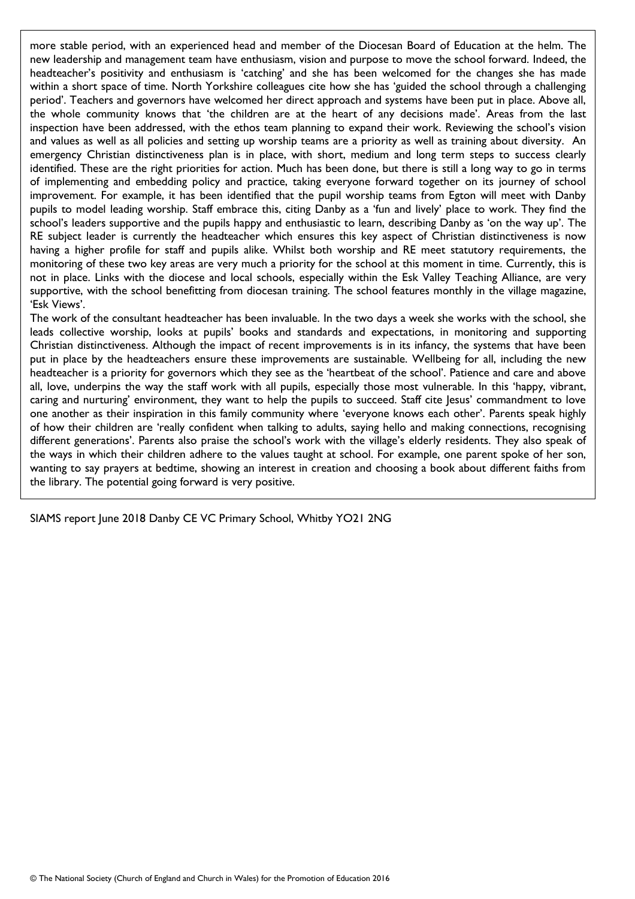more stable period, with an experienced head and member of the Diocesan Board of Education at the helm. The new leadership and management team have enthusiasm, vision and purpose to move the school forward. Indeed, the headteacher's positivity and enthusiasm is 'catching' and she has been welcomed for the changes she has made within a short space of time. North Yorkshire colleagues cite how she has 'guided the school through a challenging period'. Teachers and governors have welcomed her direct approach and systems have been put in place. Above all, the whole community knows that 'the children are at the heart of any decisions made'. Areas from the last inspection have been addressed, with the ethos team planning to expand their work. Reviewing the school's vision and values as well as all policies and setting up worship teams are a priority as well as training about diversity. An emergency Christian distinctiveness plan is in place, with short, medium and long term steps to success clearly identified. These are the right priorities for action. Much has been done, but there is still a long way to go in terms of implementing and embedding policy and practice, taking everyone forward together on its journey of school improvement. For example, it has been identified that the pupil worship teams from Egton will meet with Danby pupils to model leading worship. Staff embrace this, citing Danby as a 'fun and lively' place to work. They find the school's leaders supportive and the pupils happy and enthusiastic to learn, describing Danby as 'on the way up'. The RE subject leader is currently the headteacher which ensures this key aspect of Christian distinctiveness is now having a higher profile for staff and pupils alike. Whilst both worship and RE meet statutory requirements, the monitoring of these two key areas are very much a priority for the school at this moment in time. Currently, this is not in place. Links with the diocese and local schools, especially within the Esk Valley Teaching Alliance, are very supportive, with the school benefitting from diocesan training. The school features monthly in the village magazine, 'Esk Views'.

The work of the consultant headteacher has been invaluable. In the two days a week she works with the school, she leads collective worship, looks at pupils' books and standards and expectations, in monitoring and supporting Christian distinctiveness. Although the impact of recent improvements is in its infancy, the systems that have been put in place by the headteachers ensure these improvements are sustainable. Wellbeing for all, including the new headteacher is a priority for governors which they see as the 'heartbeat of the school'. Patience and care and above all, love, underpins the way the staff work with all pupils, especially those most vulnerable. In this 'happy, vibrant, caring and nurturing' environment, they want to help the pupils to succeed. Staff cite Jesus' commandment to love one another as their inspiration in this family community where 'everyone knows each other'. Parents speak highly of how their children are 'really confident when talking to adults, saying hello and making connections, recognising different generations'. Parents also praise the school's work with the village's elderly residents. They also speak of the ways in which their children adhere to the values taught at school. For example, one parent spoke of her son, wanting to say prayers at bedtime, showing an interest in creation and choosing a book about different faiths from the library. The potential going forward is very positive.

SIAMS report June 2018 Danby CE VC Primary School, Whitby YO21 2NG

© The National Society (Church of England and Church in Wales) for the Promotion of Education 2016